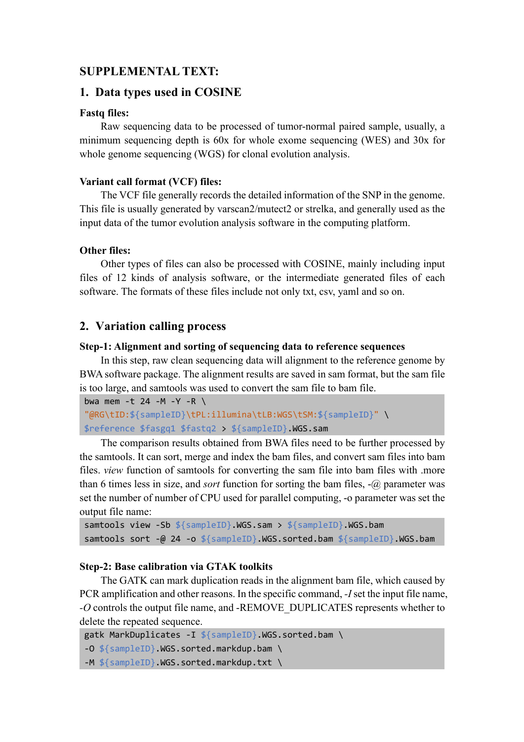# SUPPLEMENTAL TEXT:

## 1. Data types used in COSINE

**Fastq files:**

Raw sequencing data to be processed of tumor-normal paired sample, usually, a minimum sequencing depth is 60x for whole exome sequencing (WES) and 30x for whole genome sequencing (WGS) for clonal evolution analysis.

**Variant call format (VCF) files:**

The VCF file generally records the detailed information of the SNP in the genome. This file is usually generated by varscan2/mutect2 or strelka, and generally used as the input data of the tumor evolution analysis software in the computing platform.

**Other files:**

Other types of files can also be processed with COSINE, mainly including input files of 12 kinds of analysis software, or the intermediate generated files of each software. The formats of these files include not only txt, csv, yaml and so on.

## 2. Variation calling process

**Step-1: Alignment and sorting of sequencing data to reference sequences**

In this step, raw clean sequencing data will alignment to the reference genome by BWA software package. The alignment results are saved in sam format, but the sam file is too large, and samtools was used to convert the sam file to bam file.

```
bwa mem -t 24 -M -Y -R \
"@RG\tID:${sampleID}\tPL:illumina\tLB:WGS\tSM:${sampleID}" \
$reference $fasgq1 $fastq2 > ${sampleID}.WGS.sam
```

The comparison results obtained from BWA files need to be further processed by the samtools. It can sort, merge and index the bam files, and convert sam files into bam files. *view* function of samtools for converting the sam file into bam files with .more than 6 times less in size, and *sort* function for sorting the bam files, -@ parameter was set the number of number of CPU used for parallel computing, -o parameter was set the output file name:

```
samtools view -Sb ${sampleID}.WGS.sam > ${sampleID}.WGS.bam
samtools sort -@ 24 -o ${sampleID}.WGS.sorted.bam ${sampleID}.WGS.bam
```

**Step-2: Base calibration via GTAK toolkits**

The GATK can mark duplication reads in the alignment bam file, which caused by PCR amplification and other reasons. In the specific command, *-I* set the input file name, *-O* controls the output file name, and -REMOVE_DUPLICATES represents whether to delete the repeated sequence.

```
gatk MarkDuplicates -I ${sampleID}.WGS.sorted.bam \
-O ${sampleID}.WGS.sorted.markdup.bam \
-M ${sampleID}.WGS.sorted.markdup.txt \
```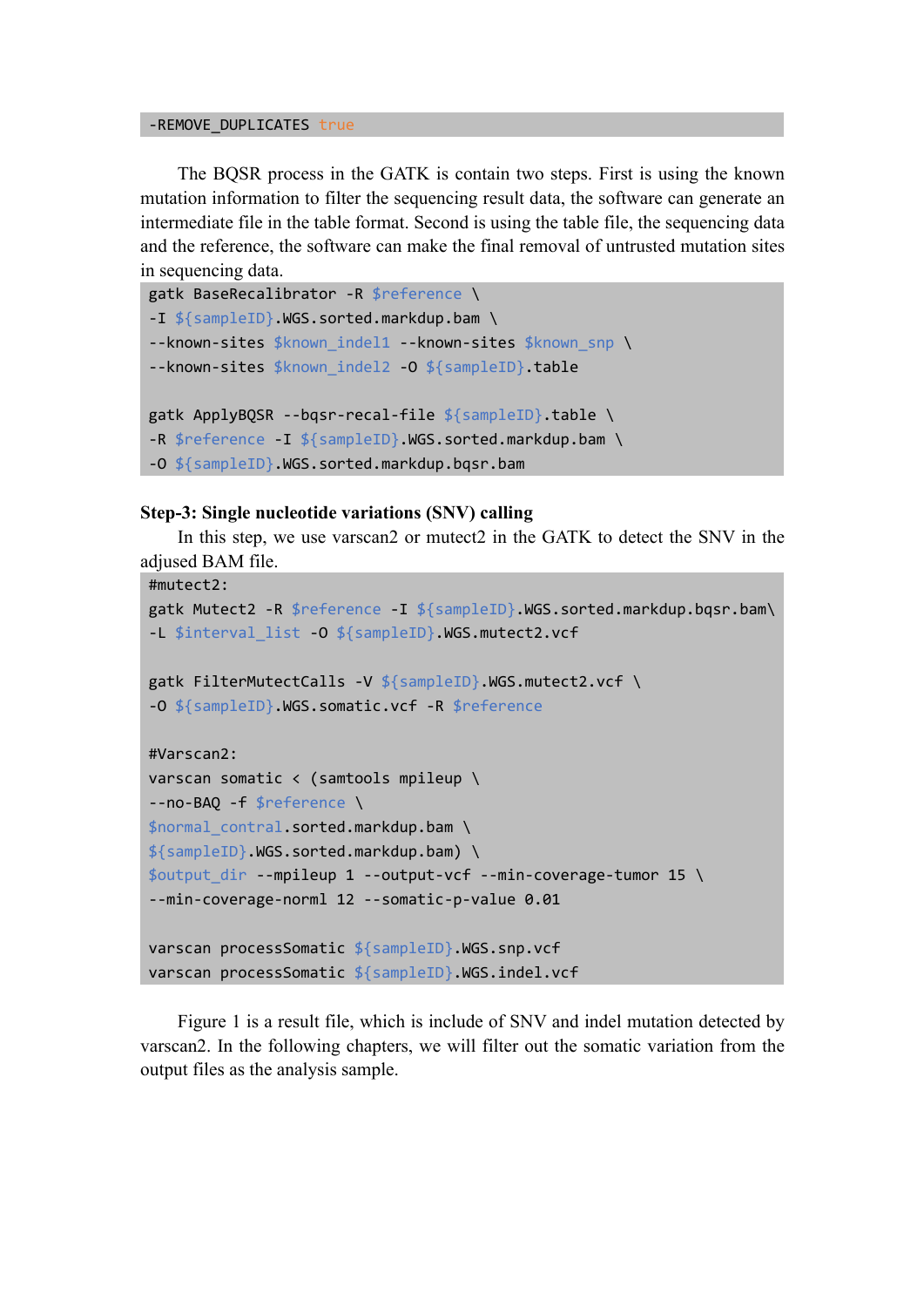```
-REMOVE_DUPLICATES true
```

The BQSR process in the GATK is contain two steps. First is using the known mutation information to filter the sequencing result data, the software can generate an intermediate file in the table format. Second is using the table file, the sequencing data and the reference, the software can make the final removal of untrusted mutation sites in sequencing data.

```
gatk BaseRecalibrator -R $reference \
-I ${sampleID}.WGS.sorted.markdup.bam \
--known-sites $known_indel1 --known-sites $known_snp \
--known-sites $known_indel2 -O ${sampleID}.table

gatk ApplyBQSR --bqsr-recal-file ${sampleID}.table \
-R $reference -I ${sampleID}.WGS.sorted.markdup.bam \
-O ${sampleID}.WGS.sorted.markdup.bqsr.bam
```

**Step-3: Single nucleotide variations (SNV) calling**

In this step, we use varscan2 or mutect2 in the GATK to detect the SNV in the adjused BAM file.

```
#mutect2:
gatk Mutect2 -R $reference -I ${sampleID}.WGS.sorted.markdup.bqsr.bam\
-L $interval_list -O ${sampleID}.WGS.mutect2.vcf

gatk FilterMutectCalls -V ${sampleID}.WGS.mutect2.vcf \
-O ${sampleID}.WGS.somatic.vcf -R $reference

#Varscan2:
varscan somatic < (samtools mpileup \
--no-BAQ -f $reference \
$normal_contral.sorted.markdup.bam \
${sampleID}.WGS.sorted.markdup.bam) \
$output_dir --mpileup 1 --output-vcf --min-coverage-tumor 15 \
--min-coverage-norml 12 --somatic-p-value 0.01

varscan processSomatic ${sampleID}.WGS.snp.vcf
varscan processSomatic ${sampleID}.WGS.indel.vcf
```

Figure 1 is a result file, which is include of SNV and indel mutation detected by varscan2. In the following chapters, we will filter out the somatic variation from the output files as the analysis sample.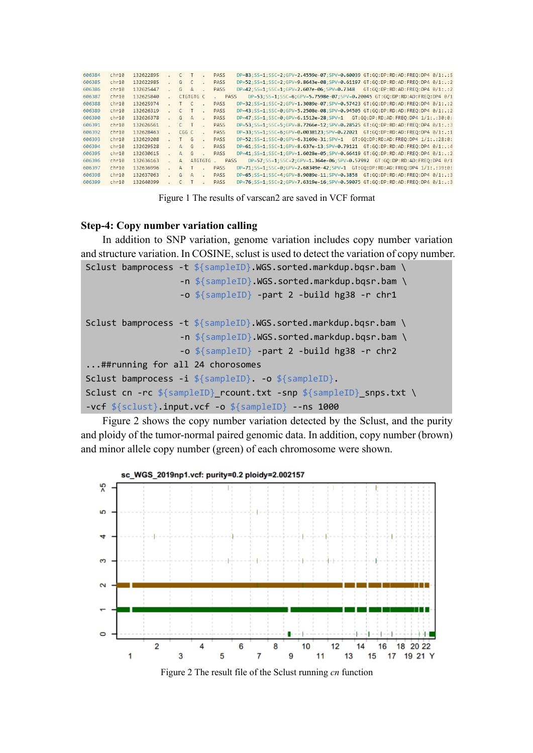Figure 1 The results of varscan2 are saved in VCF format

### Step-4: Copy number variation calling

In addition to SNP variation, genome variation includes copy number variation and structure variation. In COSINE, sclust is used to detect the variation of copy number.

```
Sclust bamprocess -t ${sampleID}.WGS.sorted.markdup.bqsr.bam \
                  -n ${sampleID}.WGS.sorted.markdup.bqsr.bam \
                  -o ${sampleID} -part 2 -build hg38 -r chr1

Sclust bamprocess -t ${sampleID}.WGS.sorted.markdup.bqsr.bam \
                  -n ${sampleID}.WGS.sorted.markdup.bqsr.bam \
                  -o ${sampleID} -part 2 -build hg38 -r chr2
...##running for all 24 chorosomes
Sclust bamprocess -i ${sampleID}. -o ${sampleID}.
Sclust cn -rc ${sampleID}_rcount.txt -snp ${sampleID}_snps.txt \
-vcf ${sclust}.input.vcf -o ${sampleID} --ns 1000
```

Figure 2 shows the copy number variation detected by the Sclust, and the purity and ploidy of the tumor-normal paired genomic data. In addition, copy number (brown) and minor allele copy number (green) of each chromosome were shown.

Figure 2 The result file of the Sclust running *cn* function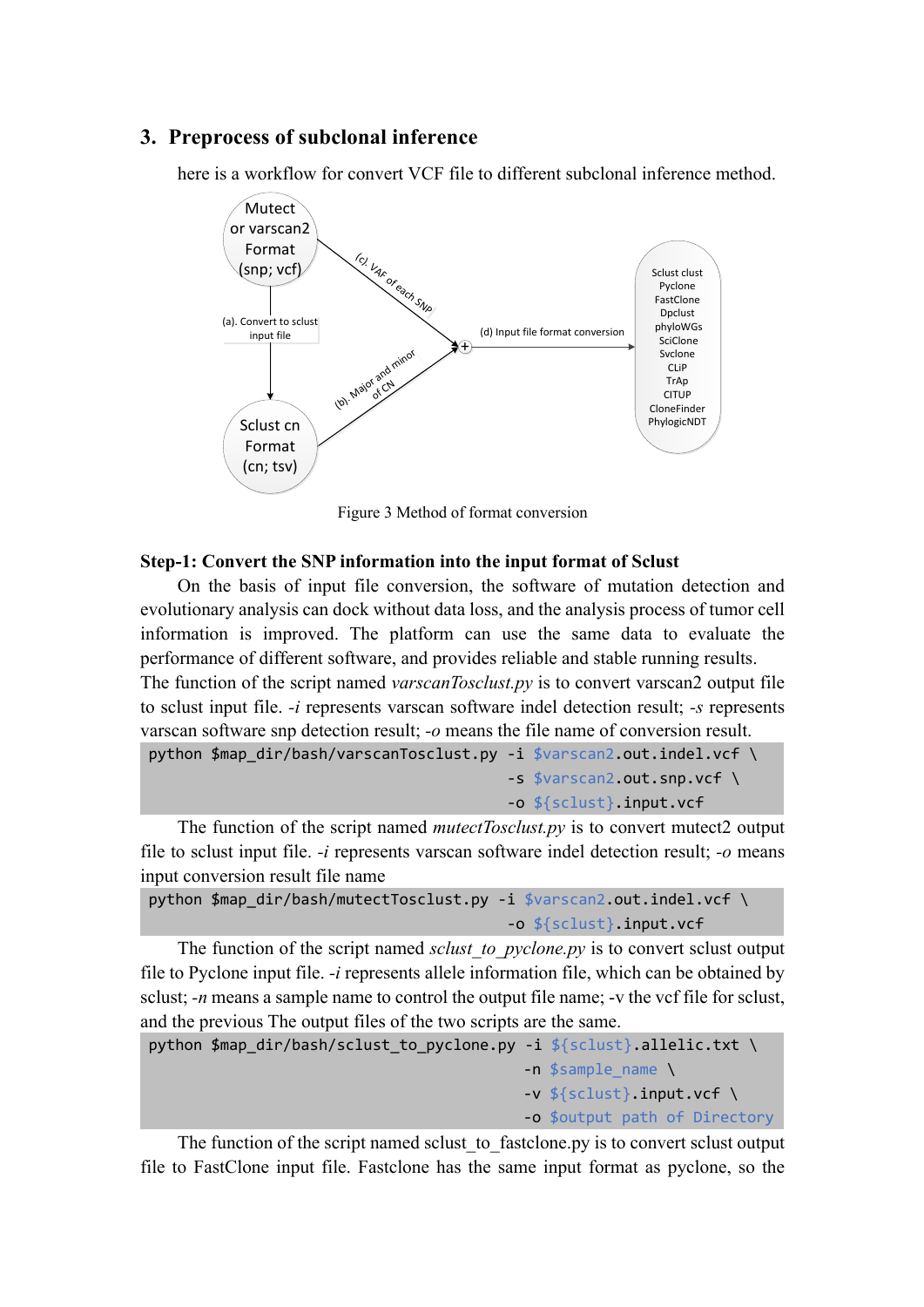## 3. Preprocess of subclonal inference

here is a workflow for convert VCF file to different subclonal inference method.

Figure 3 Method of format conversion

**Step-1: Convert the SNP information into the input format of Sclust**

On the basis of input file conversion, the software of mutation detection and evolutionary analysis can dock without data loss, and the analysis process of tumor cell information is improved. The platform can use the same data to evaluate the performance of different software, and provides reliable and stable running results. The function of the script named *varscanTosclust.py* is to convert varscan2 output file to sclust input file. *-i* represents varscan software indel detection result; *-s* represents varscan software snp detection result; *-o* means the file name of conversion result.

```
python $map_dir/bash/varscanTosclust.py -i $varscan2.out.indel.vcf \
                                        -s $varscan2.out.snp.vcf \
                                        -o ${sclust}.input.vcf
```

The function of the script named *mutectTosclust.py* is to convert mutect2 output file to sclust input file. *-i* represents varscan software indel detection result; *-o* means input conversion result file name

```
python $map_dir/bash/mutectTosclust.py -i $varscan2.out.indel.vcf \
                                       -o ${sclust}.input.vcf
```

The function of the script named *sclust_to_pyclone.py* is to convert sclust output file to Pyclone input file. *-i* represents allele information file, which can be obtained by sclust; *-n* means a sample name to control the output file name; -v the vcf file for sclust, and the previous The output files of the two scripts are the same.

```
python $map_dir/bash/sclust_to_pyclone.py -i ${sclust}.allelic.txt \
                                          -n $sample_name \
                                          -v ${sclust}.input.vcf \
                                          -o $output path of Directory
```

The function of the script named sclust_to_fastclone.py is to convert sclust output file to FastClone input file. Fastclone has the same input format as pyclone, so the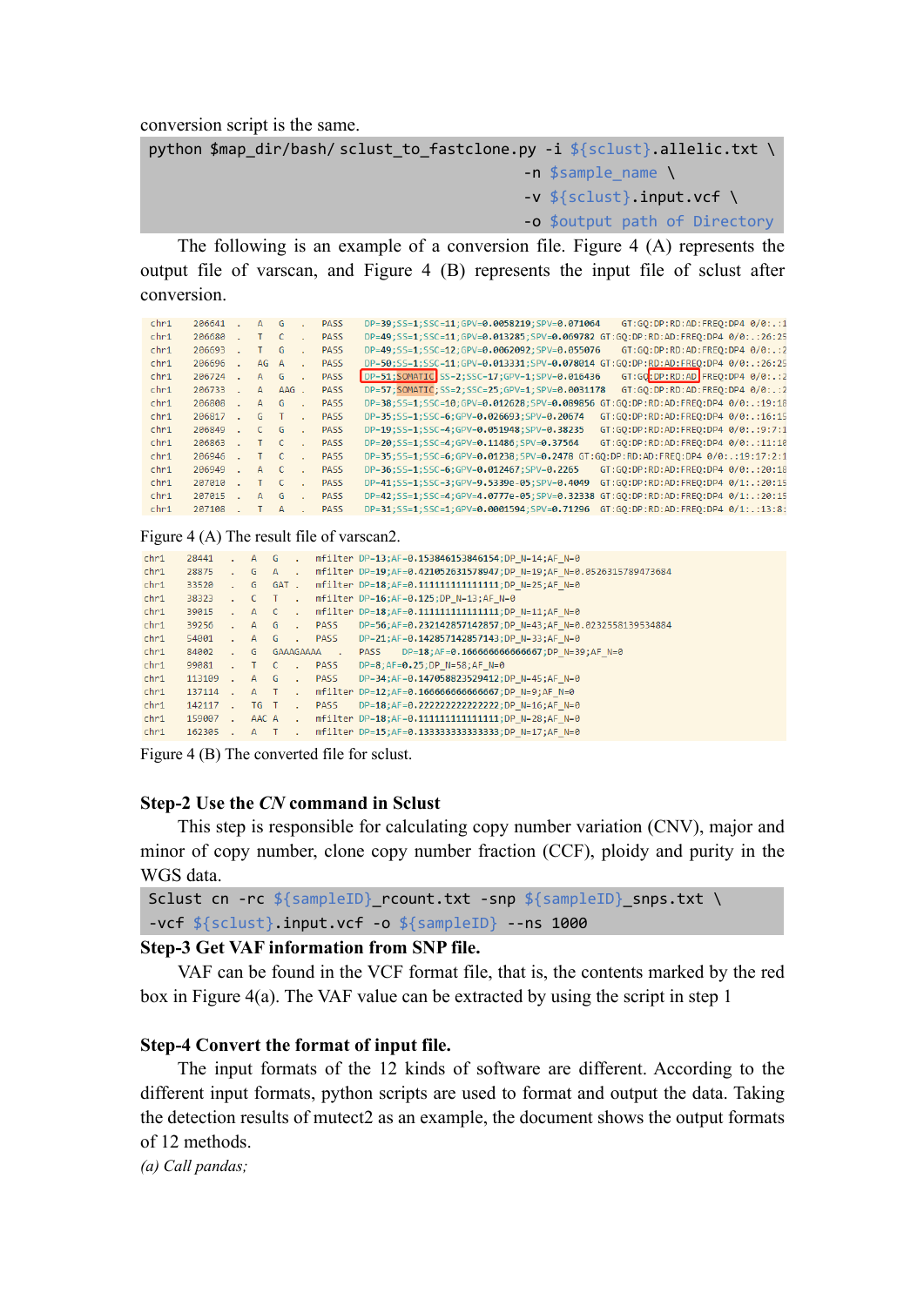conversion script is the same.

```
python $map_dir/bash/ sclust_to_fastclone.py -i ${sclust}.allelic.txt \
                                             -n $sample_name \
                                             -v ${sclust}.input.vcf \
                                             -o $output path of Directory
```

The following is an example of a conversion file. Figure 4 (A) represents the output file of varscan, and Figure 4 (B) represents the input file of sclust after conversion.

```
chr1  206641  .  A   G    .  PASS  DP=39;SS=1;SSC=11;GPV=0.0058219;SPV=0.071064   GT:GQ:DP:RD:AD:FREQ:DP4 0/0:.:1
chr1  206680  .  T   C    .  PASS  DP=49;SS=1;SSC=11;GPV=0.013285;SPV=0.069782  GT:GQ:DP:RD:AD:FREQ:DP4 0/0:.:26:25
chr1  206693  .  T   G    .  PASS  DP=49;SS=1;SSC=12;GPV=0.0062092;SPV=0.055076   GT:GQ:DP:RD:AD:FREQ:DP4 0/0:.:2
chr1  206696  .  AG  A    .  PASS  DP=50;SS=1;SSC=11;GPV=0.013331;SPV=0.078014  GT:GQ:DP:RD:AD:FREQ:DP4 0/0:.:26:25
chr1  206724  .  A   G    .  PASS  DP=51;SOMATIC;SS=2;SSC=17;GPV=1;SPV=0.016436   GT:GQ:DP:RD:AD:FREQ:DP4 0/0:.:2
chr1  206733  .  A   AAG  .  PASS  DP=57;SOMATIC;SS=2;SSC=25;GPV=1;SPV=0.0031178  GT:GQ:DP:RD:AD:FREQ:DP4 0/0:.:2
chr1  206808  .  A   G    .  PASS  DP=38;SS=1;SSC=10;GPV=0.012628;SPV=0.089856 GT:GQ:DP:RD:AD:FREQ:DP4 0/0:.:19:18
chr1  206817  .  G   T    .  PASS  DP=35;SS=1;SSC=6;GPV=0.026693;SPV=0.20674   GT:GQ:DP:RD:AD:FREQ:DP4 0/0:.:16:15
chr1  206849  .  C   G    .  PASS  DP=19;SS=1;SSC=4;GPV=0.051948;SPV=0.38235   GT:GQ:DP:RD:AD:FREQ:DP4 0/0:.:9:7:1
chr1  206863  .  T   C    .  PASS  DP=20;SS=1;SSC=4;GPV=0.11486;SPV=0.37564    GT:GQ:DP:RD:AD:FREQ:DP4 0/0:.:11:10
chr1  206946  .  T   C    .  PASS  DP=35;SS=1;SSC=6;GPV=0.01238;SPV=0.2478 GT:GQ:DP:RD:AD:FREQ:DP4 0/0:.:19:17:2:1
chr1  206949  .  A   C    .  PASS  DP=36;SS=1;SSC=6;GPV=0.012467;SPV=0.2265    GT:GQ:DP:RD:AD:FREQ:DP4 0/0:.:20:18
chr1  207010  .  T   C    .  PASS  DP=41;SS=1;SSC=3;GPV=9.5339e-05;SPV=0.4049   GT:GQ:DP:RD:AD:FREQ:DP4 0/1:.:20:15
chr1  207015  .  A   G    .  PASS  DP=42;SS=1;SSC=4;GPV=4.0777e-05;SPV=0.32338 GT:GQ:DP:RD:AD:FREQ:DP4 0/1:.:20:15
chr1  207108  .  T   A    .  PASS  DP=31;SS=1;SSC=1;GPV=0.0001594;SPV=0.71296  GT:GQ:DP:RD:AD:FREQ:DP4 0/1:.:13:8:
```

Figure 4 (A) The result file of varscan2.

```
chr1  28441   .  A    G         .  mfilter DP=13;AF=0.153846153846154;DP_N=14;AF_N=0
chr1  28875   .  G    A         .  mfilter DP=19;AF=0.421052631578947;DP_N=19;AF_N=0.0526315789473684
chr1  33520   .  G    GAT       .  mfilter DP=18;AF=0.111111111111111;DP_N=25;AF_N=0
chr1  38323   .  C    T         .  mfilter DP=16;AF=0.125;DP_N=13;AF_N=0
chr1  39015   .  A    C         .  mfilter DP=18;AF=0.111111111111111;DP_N=11;AF_N=0
chr1  39256   .  A    G         .  PASS    DP=56;AF=0.232142857142857;DP_N=43;AF_N=0.0232558139534884
chr1  54001   .  A    G         .  PASS    DP=21;AF=0.142857142857143;DP_N=33;AF_N=0
chr1  84002   .  G    GAAAGAAAA .  PASS    DP=18;AF=0.166666666666667;DP_N=39;AF_N=0
chr1  99081   .  T    C         .  PASS    DP=8;AF=0.25;DP_N=58;AF_N=0
chr1  113109  .  A    G         .  PASS    DP=34;AF=0.147058823529412;DP_N=45;AF_N=0
chr1  137114  .  A    T         .  mfilter DP=12;AF=0.166666666666667;DP_N=9;AF_N=0
chr1  142117  .  TG   T         .  PASS    DP=18;AF=0.222222222222222;DP_N=16;AF_N=0
chr1  159007  .  AAC  A         .  mfilter DP=18;AF=0.111111111111111;DP_N=28;AF_N=0
chr1  162305  .  A    T         .  mfilter DP=15;AF=0.133333333333333;DP_N=17;AF_N=0
```

Figure 4 (B) The converted file for sclust.

### Step-2 Use the *CN* command in Sclust

This step is responsible for calculating copy number variation (CNV), major and minor of copy number, clone copy number fraction (CCF), ploidy and purity in the WGS data.

```
Sclust cn -rc ${sampleID}_rcount.txt -snp ${sampleID}_snps.txt \
-vcf ${sclust}.input.vcf -o ${sampleID} --ns 1000
```

### Step-3 Get VAF information from SNP file.

VAF can be found in the VCF format file, that is, the contents marked by the red box in Figure 4(a). The VAF value can be extracted by using the script in step 1

### Step-4 Convert the format of input file.

The input formats of the 12 kinds of software are different. According to the different input formats, python scripts are used to format and output the data. Taking the detection results of mutect2 as an example, the document shows the output formats of 12 methods.

*(a) Call pandas;*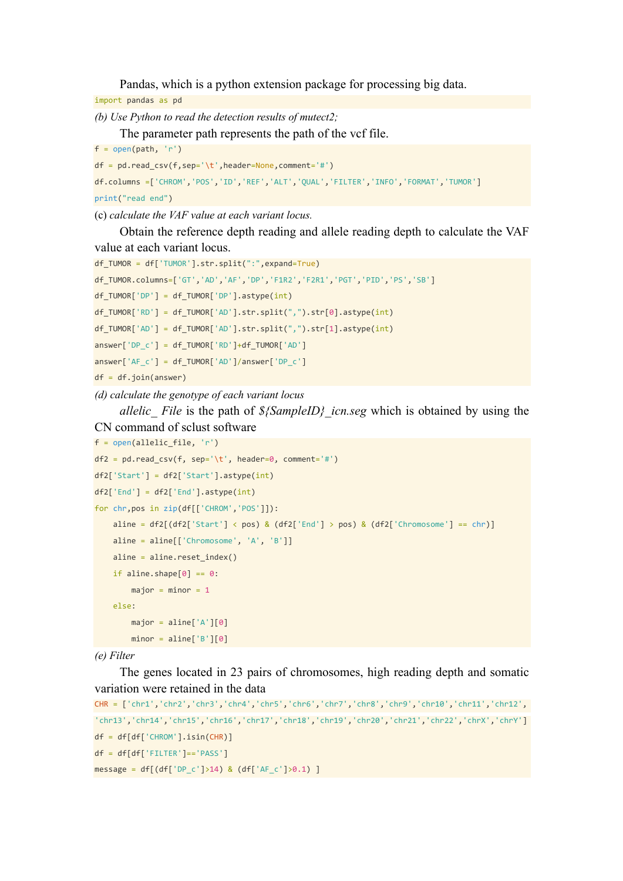Pandas, which is a python extension package for processing big data.

```
import pandas as pd
```

*(b) Use Python to read the detection results of mutect2;*

The parameter path represents the path of the vcf file.

```
f = open(path, 'r')
df = pd.read_csv(f,sep='\t',header=None,comment='#')
df.columns =['CHROM','POS','ID','REF','ALT','QUAL','FILTER','INFO','FORMAT','TUMOR']
print("read end")
```

(c) *calculate the VAF value at each variant locus.*

Obtain the reference depth reading and allele reading depth to calculate the VAF value at each variant locus.

```
df_TUMOR = df['TUMOR'].str.split(":",expand=True)
df_TUMOR.columns=['GT','AD','AF','DP','F1R2','F2R1','PGT','PID','PS','SB']
df_TUMOR['DP'] = df_TUMOR['DP'].astype(int)
df_TUMOR['RD'] = df_TUMOR['AD'].str.split(",").str[0].astype(int)
df_TUMOR['AD'] = df_TUMOR['AD'].str.split(",").str[1].astype(int)
answer['DP_c'] = df_TUMOR['RD']+df_TUMOR['AD']
answer['AF_c'] = df_TUMOR['AD']/answer['DP_c']
df = df.join(answer)
```

*(d) calculate the genotype of each variant locus*

*allelic_ File* is the path of *${SampleID}_icn.seg* which is obtained by using the CN command of sclust software

```
f = open(allelic_file, 'r')
df2 = pd.read_csv(f, sep='\t', header=0, comment='#')
df2['Start'] = df2['Start'].astype(int)
df2['End'] = df2['End'].astype(int)
for chr,pos in zip(df[['CHROM','POS']]):
    aline = df2[(df2['Start'] < pos) & (df2['End'] > pos) & (df2['Chromosome'] == chr)]
    aline = aline[['Chromosome', 'A', 'B']]
    aline = aline.reset_index()
    if aline.shape[0] == 0:
        major = minor = 1
    else:
        major = aline['A'][0]
        minor = aline['B'][0]
```

*(e) Filter*

The genes located in 23 pairs of chromosomes, high reading depth and somatic variation were retained in the data

```
CHR = ['chr1','chr2','chr3','chr4','chr5','chr6','chr7','chr8','chr9','chr10','chr11','chr12',
'chr13','chr14','chr15','chr16','chr17','chr18','chr19','chr20','chr21','chr22','chrX','chrY']
df = df[df['CHROM'].isin(CHR)]
df = df[df['FILTER']=='PASS']
message = df[(df['DP_c']>14) & (df['AF_c']>0.1) ]
```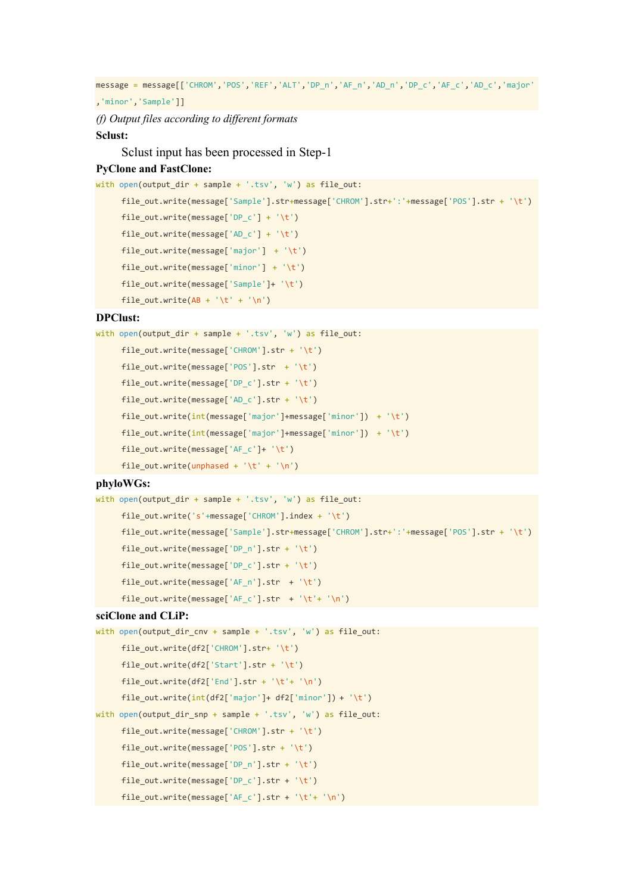```
message = message[['CHROM','POS','REF','ALT','DP_n','AF_n','AD_n','DP_c','AF_c','AD_c','major'
,'minor','Sample']]
```

*(f) Output files according to different formats*

**Sclust:**

Sclust input has been processed in Step-1

**PyClone and FastClone:**

```
with open(output_dir + sample + '.tsv', 'w') as file_out:
    file_out.write(message['Sample'].str+message['CHROM'].str+':'+message['POS'].str + '\t')
    file_out.write(message['DP_c'] + '\t')
    file_out.write(message['AD_c'] + '\t')
    file_out.write(message['major']  + '\t')
    file_out.write(message['minor']  + '\t')
    file_out.write(message['Sample']+ '\t')
    file_out.write(AB + '\t' + '\n')
```

**DPClust:**

```
with open(output_dir + sample + '.tsv', 'w') as file_out:
    file_out.write(message['CHROM'].str + '\t')
    file_out.write(message['POS'].str  + '\t')
    file_out.write(message['DP_c'].str + '\t')
    file_out.write(message['AD_c'].str + '\t')
    file_out.write(int(message['major']+message['minor'])  + '\t')
    file_out.write(int(message['major']+message['minor'])  + '\t')
    file_out.write(message['AF_c']+ '\t')
    file_out.write(unphased + '\t' + '\n')
```

**phyloWGs:**

```
with open(output_dir + sample + '.tsv', 'w') as file_out:
    file_out.write('s'+message['CHROM'].index + '\t')
    file_out.write(message['Sample'].str+message['CHROM'].str+':'+message['POS'].str + '\t')
    file_out.write(message['DP_n'].str + '\t')
    file_out.write(message['DP_c'].str + '\t')
    file_out.write(message['AF_n'].str  + '\t')
    file_out.write(message['AF_c'].str  + '\t'+ '\n')
```

**sciClone and CLiP:**

```
with open(output_dir_cnv + sample + '.tsv', 'w') as file_out:
    file_out.write(df2['CHROM'].str+ '\t')
    file_out.write(df2['Start'].str + '\t')
    file_out.write(df2['End'].str + '\t'+ '\n')
    file_out.write(int(df2['major']+ df2['minor']) + '\t')
with open(output_dir_snp + sample + '.tsv', 'w') as file_out:
    file_out.write(message['CHROM'].str + '\t')
    file_out.write(message['POS'].str + '\t')
    file_out.write(message['DP_n'].str + '\t')
    file_out.write(message['DP_c'].str + '\t')
    file_out.write(message['AF_c'].str + '\t'+ '\n')
```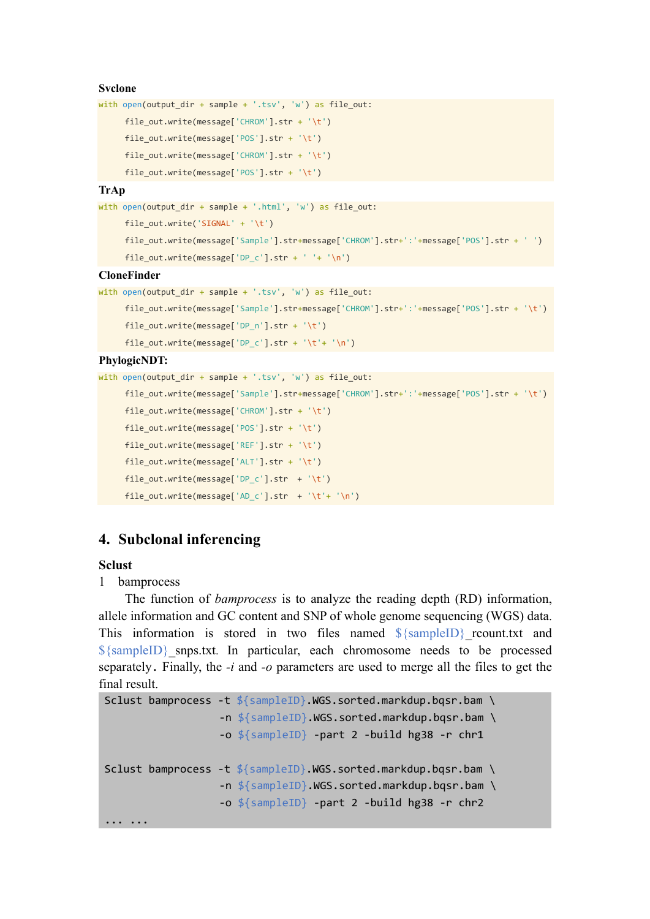**Svclone**

```
with open(output_dir + sample + '.tsv', 'w') as file_out:
    file_out.write(message['CHROM'].str + '\t')
    file_out.write(message['POS'].str + '\t')
    file_out.write(message['CHROM'].str + '\t')
    file_out.write(message['POS'].str + '\t')
```

**TrAp**

```
with open(output_dir + sample + '.html', 'w') as file_out:
    file_out.write('SIGNAL' + '\t')
    file_out.write(message['Sample'].str+message['CHROM'].str+':'+message['POS'].str + ' ')
    file_out.write(message['DP_c'].str + ' '+ '\n')
```

**CloneFinder**

```
with open(output_dir + sample + '.tsv', 'w') as file_out:
    file_out.write(message['Sample'].str+message['CHROM'].str+':'+message['POS'].str + '\t')
    file_out.write(message['DP_n'].str + '\t')
    file_out.write(message['DP_c'].str + '\t'+ '\n')
```

**PhylogicNDT:**

```
with open(output_dir + sample + '.tsv', 'w') as file_out:
    file_out.write(message['Sample'].str+message['CHROM'].str+':'+message['POS'].str + '\t')
    file_out.write(message['CHROM'].str + '\t')
    file_out.write(message['POS'].str + '\t')
    file_out.write(message['REF'].str + '\t')
    file_out.write(message['ALT'].str + '\t')
    file_out.write(message['DP_c'].str  + '\t')
    file_out.write(message['AD_c'].str  + '\t'+ '\n')
```

## 4. Subclonal inferencing

**Sclust**

1 bamprocess

The function of *bamprocess* is to analyze the reading depth (RD) information, allele information and GC content and SNP of whole genome sequencing (WGS) data. This information is stored in two files named ${sampleID}_rcount.txt and ${sampleID}_snps.txt. In particular, each chromosome needs to be processed separately. Finally, the *-i* and *-o* parameters are used to merge all the files to get the final result.

```
Sclust bamprocess -t ${sampleID}.WGS.sorted.markdup.bqsr.bam \
                  -n ${sampleID}.WGS.sorted.markdup.bqsr.bam \
                  -o ${sampleID} -part 2 -build hg38 -r chr1

Sclust bamprocess -t ${sampleID}.WGS.sorted.markdup.bqsr.bam \
                  -n ${sampleID}.WGS.sorted.markdup.bqsr.bam \
                  -o ${sampleID} -part 2 -build hg38 -r chr2
... ...
```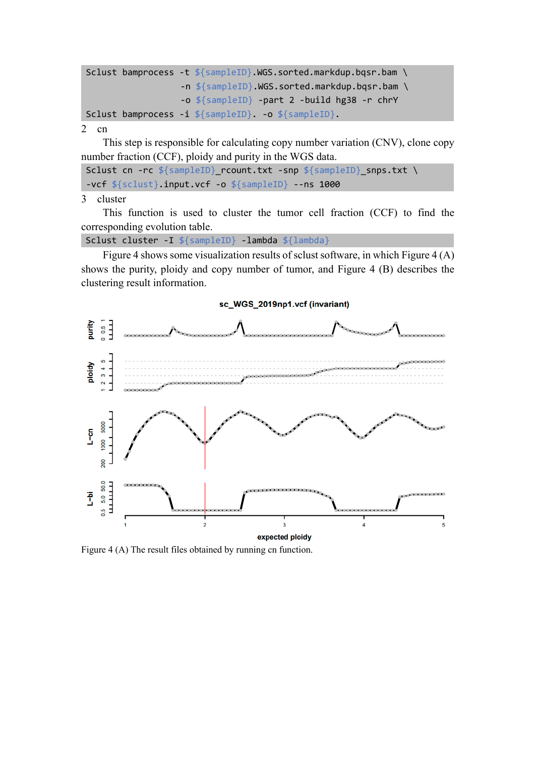```
Sclust bamprocess -t ${sampleID}.WGS.sorted.markdup.bqsr.bam \
                  -n ${sampleID}.WGS.sorted.markdup.bqsr.bam \
                  -o ${sampleID} -part 2 -build hg38 -r chrY
Sclust bamprocess -i ${sampleID}. -o ${sampleID}.
```

2 cn

This step is responsible for calculating copy number variation (CNV), clone copy number fraction (CCF), ploidy and purity in the WGS data.

```
Sclust cn -rc ${sampleID}_rcount.txt -snp ${sampleID}_snps.txt \
-vcf ${sclust}.input.vcf -o ${sampleID} --ns 1000
```

3 cluster

This function is used to cluster the tumor cell fraction (CCF) to find the corresponding evolution table.

```
Sclust cluster -I ${sampleID} -lambda ${lambda}
```

Figure 4 shows some visualization results of sclust software, in which Figure 4 (A) shows the purity, ploidy and copy number of tumor, and Figure 4 (B) describes the clustering result information.

Figure 4 (A) The result files obtained by running cn function.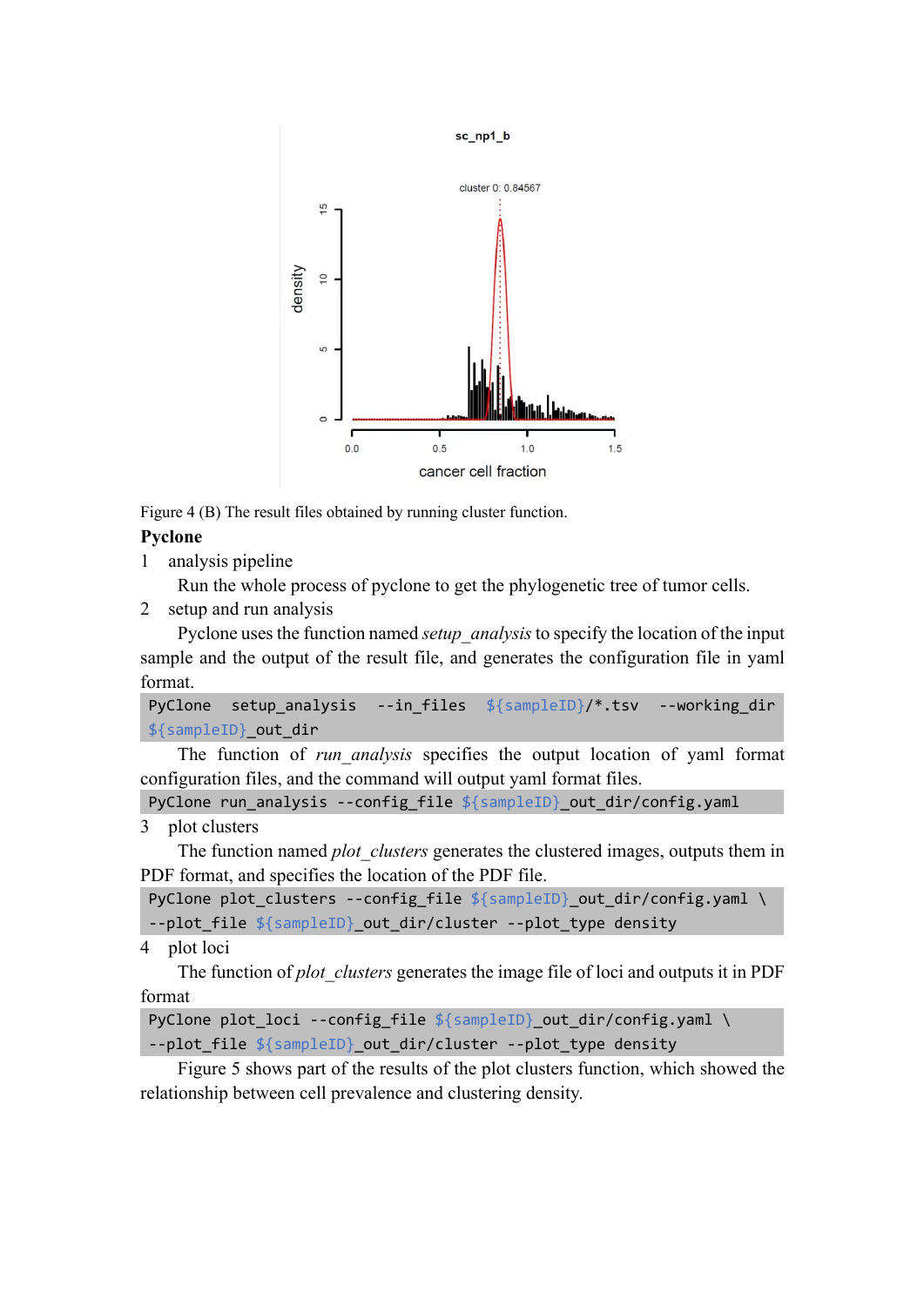Figure 4 (B) The result files obtained by running cluster function.

**Pyclone**

1 analysis pipeline

Run the whole process of pyclone to get the phylogenetic tree of tumor cells.

2 setup and run analysis

Pyclone uses the function named *setup_analysis* to specify the location of the input sample and the output of the result file, and generates the configuration file in yaml format.

```
PyClone setup_analysis --in_files ${sampleID}/*.tsv --working_dir ${sampleID}_out_dir
```

The function of *run_analysis* specifies the output location of yaml format configuration files, and the command will output yaml format files.

```
PyClone run_analysis --config_file ${sampleID}_out_dir/config.yaml
```

3 plot clusters

The function named *plot_clusters* generates the clustered images, outputs them in PDF format, and specifies the location of the PDF file.

```
PyClone plot_clusters --config_file ${sampleID}_out_dir/config.yaml \
--plot_file ${sampleID}_out_dir/cluster --plot_type density
```

4 plot loci

The function of *plot_clusters* generates the image file of loci and outputs it in PDF format

```
PyClone plot_loci --config_file ${sampleID}_out_dir/config.yaml \
--plot_file ${sampleID}_out_dir/cluster --plot_type density
```

Figure 5 shows part of the results of the plot clusters function, which showed the relationship between cell prevalence and clustering density.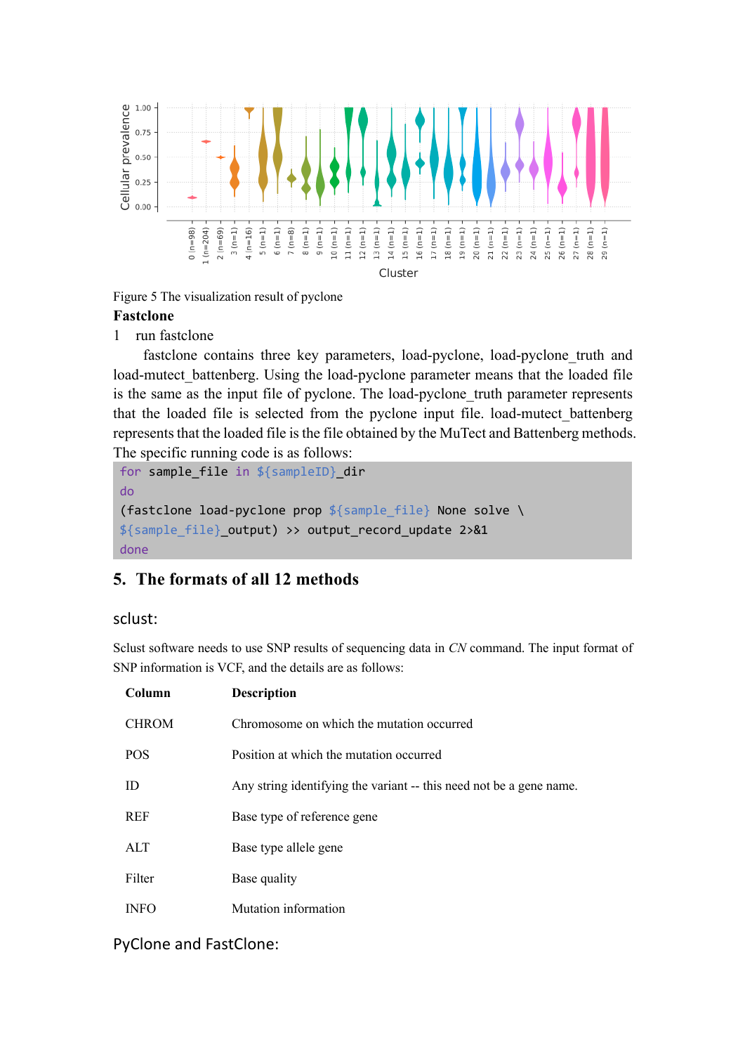Figure 5 The visualization result of pyclone

**Fastclone**

1 run fastclone

fastclone contains three key parameters, load-pyclone, load-pyclone_truth and load-mutect_battenberg. Using the load-pyclone parameter means that the loaded file is the same as the input file of pyclone. The load-pyclone_truth parameter represents that the loaded file is selected from the pyclone input file. load-mutect_battenberg represents that the loaded file is the file obtained by the MuTect and Battenberg methods. The specific running code is as follows:

```
for sample_file in ${sampleID}_dir
do
(fastclone load-pyclone prop ${sample_file} None solve \
${sample_file}_output) >> output_record_update 2>&1
done
```

## 5. The formats of all 12 methods

### sclust:

Sclust software needs to use SNP results of sequencing data in *CN* command. The input format of SNP information is VCF, and the details are as follows:

| Column | Description |
|---|---|
| CHROM | Chromosome on which the mutation occurred |
| POS | Position at which the mutation occurred |
| ID | Any string identifying the variant -- this need not be a gene name. |
| REF | Base type of reference gene |
| ALT | Base type allele gene |
| Filter | Base quality |
| INFO | Mutation information |

### PyClone and FastClone: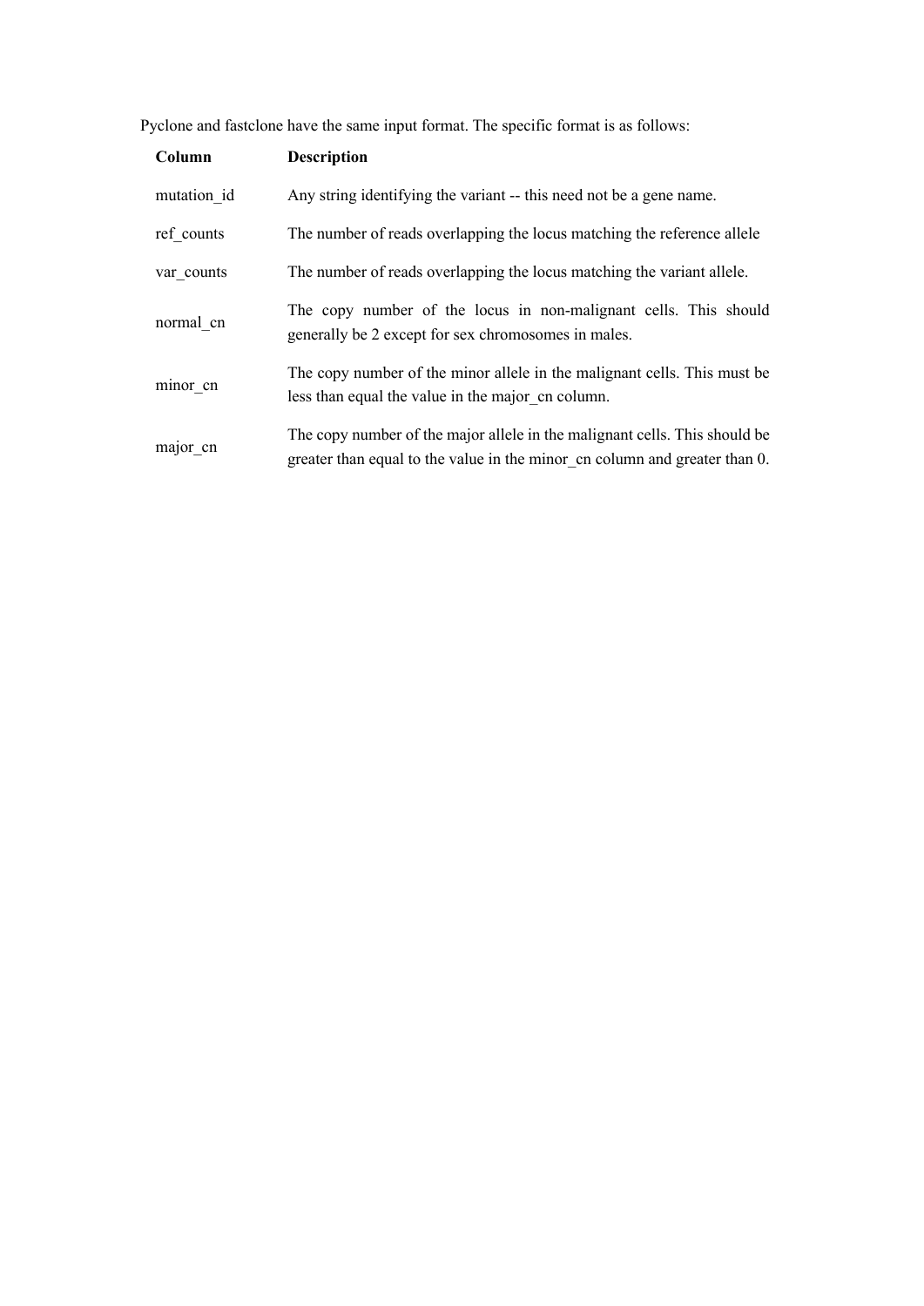Pyclone and fastclone have the same input format. The specific format is as follows:

| **Column** | **Description** |
|---|---|
| mutation_id | Any string identifying the variant -- this need not be a gene name. |
| ref_counts | The number of reads overlapping the locus matching the reference allele |
| var_counts | The number of reads overlapping the locus matching the variant allele. |
| normal_cn | The copy number of the locus in non-malignant cells. This should generally be 2 except for sex chromosomes in males. |
| minor_cn | The copy number of the minor allele in the malignant cells. This must be less than equal the value in the major_cn column. |
| major_cn | The copy number of the major allele in the malignant cells. This should be greater than equal to the value in the minor_cn column and greater than 0. |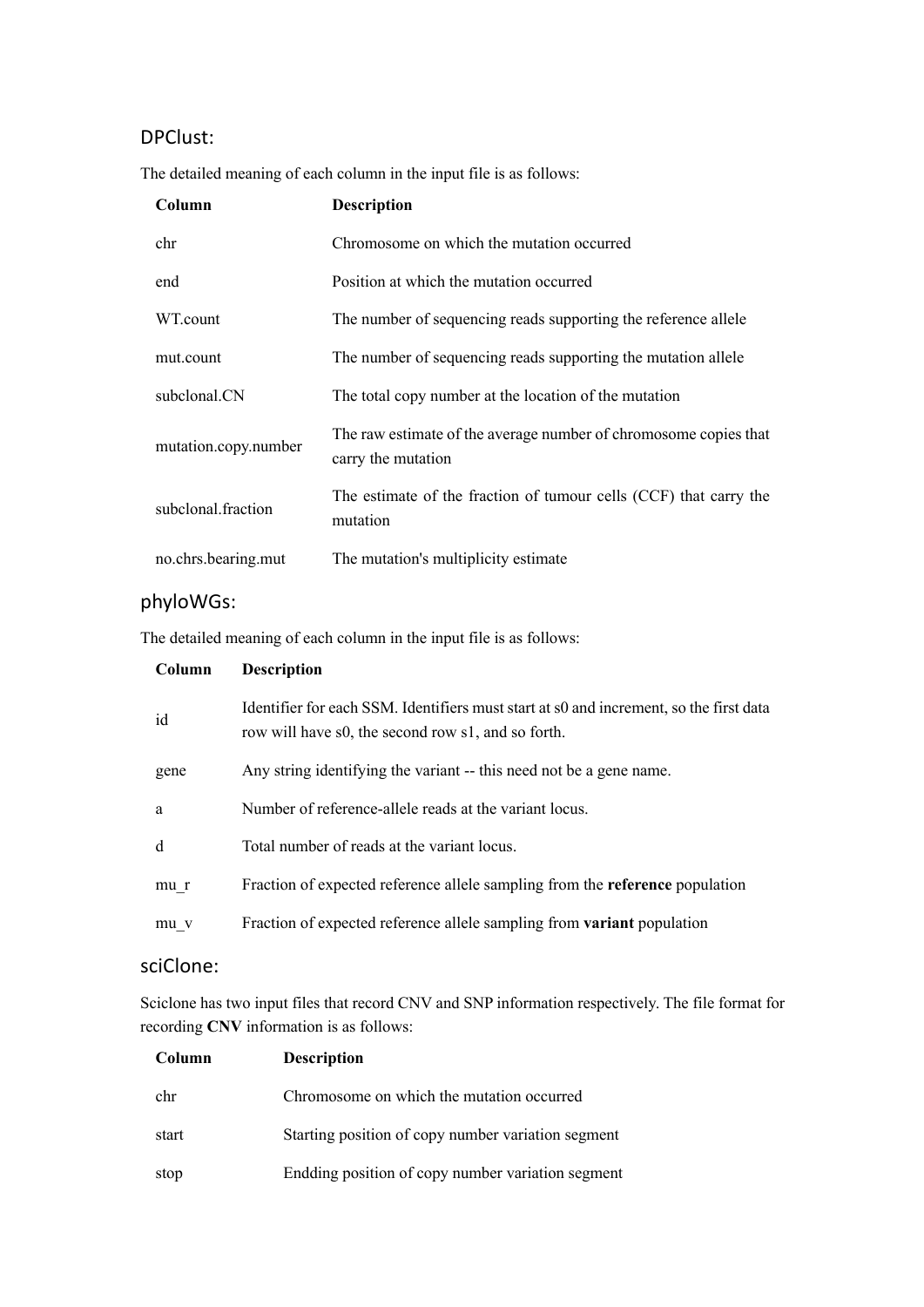## DPClust:

The detailed meaning of each column in the input file is as follows:

| Column | Description |
|---|---|
| chr | Chromosome on which the mutation occurred |
| end | Position at which the mutation occurred |
| WT.count | The number of sequencing reads supporting the reference allele |
| mut.count | The number of sequencing reads supporting the mutation allele |
| subclonal.CN | The total copy number at the location of the mutation |
| mutation.copy.number | The raw estimate of the average number of chromosome copies that carry the mutation |
| subclonal.fraction | The estimate of the fraction of tumour cells (CCF) that carry the mutation |
| no.chrs.bearing.mut | The mutation's multiplicity estimate |

## phyloWGs:

The detailed meaning of each column in the input file is as follows:

| Column | Description |
|---|---|
| id | Identifier for each SSM. Identifiers must start at s0 and increment, so the first data row will have s0, the second row s1, and so forth. |
| gene | Any string identifying the variant -- this need not be a gene name. |
| a | Number of reference-allele reads at the variant locus. |
| d | Total number of reads at the variant locus. |
| mu_r | Fraction of expected reference allele sampling from the **reference** population |
| mu_v | Fraction of expected reference allele sampling from **variant** population |

## sciClone:

Sciclone has two input files that record CNV and SNP information respectively. The file format for recording **CNV** information is as follows:

| Column | Description |
|---|---|
| chr | Chromosome on which the mutation occurred |
| start | Starting position of copy number variation segment |
| stop | Endding position of copy number variation segment |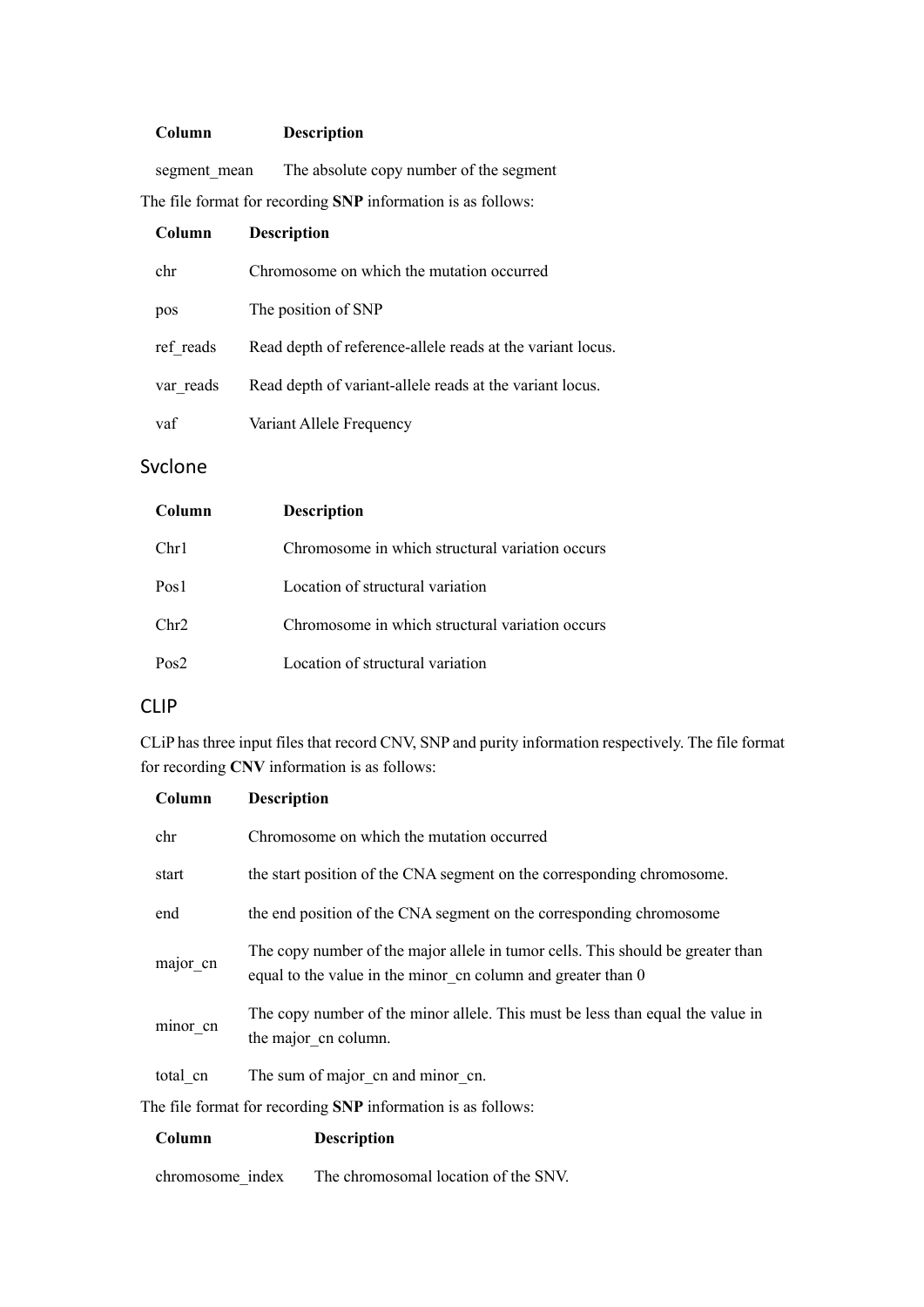| Column | Description |
| --- | --- |
| segment_mean | The absolute copy number of the segment |

The file format for recording **SNP** information is as follows:

| Column | Description |
| --- | --- |
| chr | Chromosome on which the mutation occurred |
| pos | The position of SNP |
| ref_reads | Read depth of reference-allele reads at the variant locus. |
| var_reads | Read depth of variant-allele reads at the variant locus. |
| vaf | Variant Allele Frequency |

## Svclone

| Column | Description |
| --- | --- |
| Chr1 | Chromosome in which structural variation occurs |
| Pos1 | Location of structural variation |
| Chr2 | Chromosome in which structural variation occurs |
| Pos2 | Location of structural variation |

## CLIP

CLiP has three input files that record CNV, SNP and purity information respectively. The file format for recording **CNV** information is as follows:

| Column | Description |
| --- | --- |
| chr | Chromosome on which the mutation occurred |
| start | the start position of the CNA segment on the corresponding chromosome. |
| end | the end position of the CNA segment on the corresponding chromosome |
| major_cn | The copy number of the major allele in tumor cells. This should be greater than equal to the value in the minor_cn column and greater than 0 |
| minor_cn | The copy number of the minor allele. This must be less than equal the value in the major_cn column. |
| total_cn | The sum of major_cn and minor_cn. |

The file format for recording **SNP** information is as follows:

| Column | Description |
| --- | --- |
| chromosome_index | The chromosomal location of the SNV. |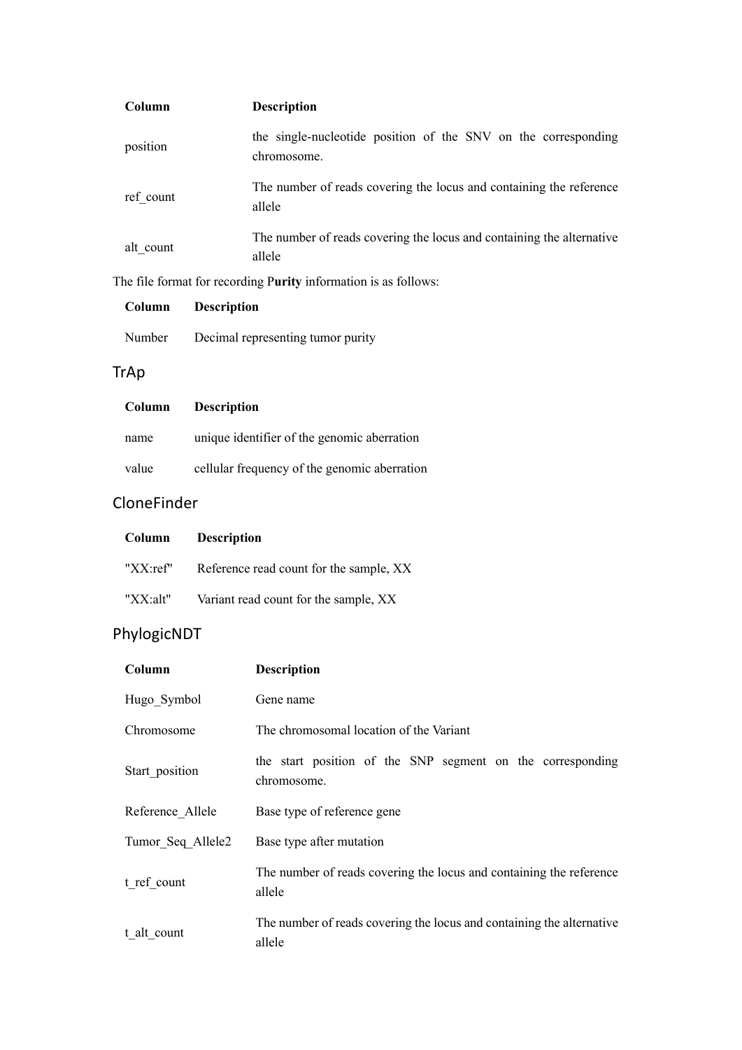| Column | Description |
|---|---|
| position | the single-nucleotide position of the SNV on the corresponding chromosome. |
| ref_count | The number of reads covering the locus and containing the reference allele |
| alt_count | The number of reads covering the locus and containing the alternative allele |

The file format for recording P**urity** information is as follows:

| Column | Description |
|---|---|
| Number | Decimal representing tumor purity |

## TrAp

| Column | Description |
|---|---|
| name | unique identifier of the genomic aberration |
| value | cellular frequency of the genomic aberration |

## CloneFinder

| Column | Description |
|---|---|
| "XX:ref" | Reference read count for the sample, XX |
| "XX:alt" | Variant read count for the sample, XX |

## PhylogicNDT

| Column | Description |
|---|---|
| Hugo_Symbol | Gene name |
| Chromosome | The chromosomal location of the Variant |
| Start_position | the start position of the SNP segment on the corresponding chromosome. |
| Reference_Allele | Base type of reference gene |
| Tumor_Seq_Allele2 | Base type after mutation |
| t_ref_count | The number of reads covering the locus and containing the reference allele |
| t_alt_count | The number of reads covering the locus and containing the alternative allele |